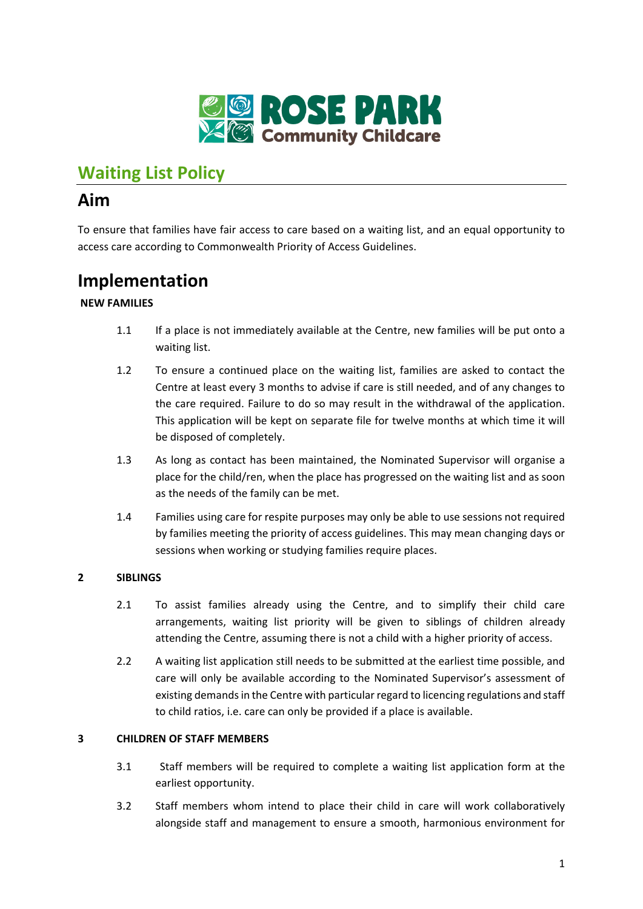ROSE PARK Community Childcare

# Waiting List Policy

## Aim

To ensure that families have fair access to care based on a waiting list, and an equal opportunity to access care according to Commonwealth Priority of Access Guidelines.

## Implementation

**NEW FAMILIES**

1.1 If a place is not immediately available at the Centre, new families will be put onto a waiting list.

1.2 To ensure a continued place on the waiting list, families are asked to contact the Centre at least every 3 months to advise if care is still needed, and of any changes to the care required. Failure to do so may result in the withdrawal of the application. This application will be kept on separate file for twelve months at which time it will be disposed of completely.

1.3 As long as contact has been maintained, the Nominated Supervisor will organise a place for the child/ren, when the place has progressed on the waiting list and as soon as the needs of the family can be met.

1.4 Families using care for respite purposes may only be able to use sessions not required by families meeting the priority of access guidelines. This may mean changing days or sessions when working or studying families require places.

**2 SIBLINGS**

2.1 To assist families already using the Centre, and to simplify their child care arrangements, waiting list priority will be given to siblings of children already attending the Centre, assuming there is not a child with a higher priority of access.

2.2 A waiting list application still needs to be submitted at the earliest time possible, and care will only be available according to the Nominated Supervisor's assessment of existing demands in the Centre with particular regard to licencing regulations and staff to child ratios, i.e. care can only be provided if a place is available.

**3 CHILDREN OF STAFF MEMBERS**

3.1 Staff members will be required to complete a waiting list application form at the earliest opportunity.

3.2 Staff members whom intend to place their child in care will work collaboratively alongside staff and management to ensure a smooth, harmonious environment for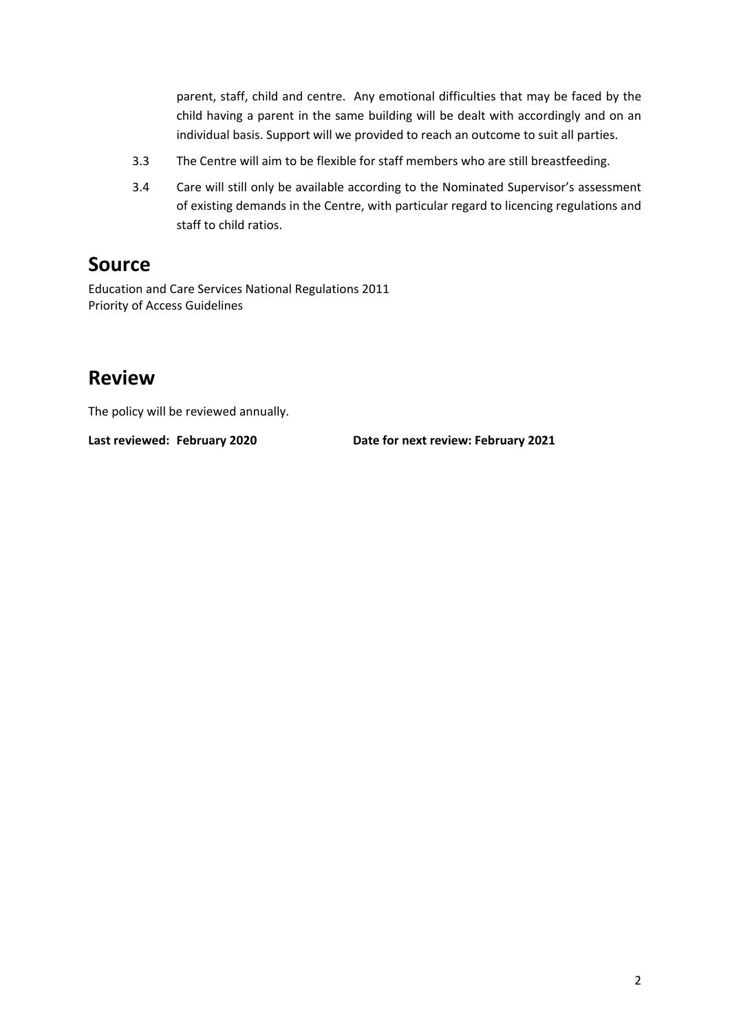parent, staff, child and centre. Any emotional difficulties that may be faced by the child having a parent in the same building will be dealt with accordingly and on an individual basis. Support will we provided to reach an outcome to suit all parties.

3.3 The Centre will aim to be flexible for staff members who are still breastfeeding.

3.4 Care will still only be available according to the Nominated Supervisor's assessment of existing demands in the Centre, with particular regard to licencing regulations and staff to child ratios.

## Source

Education and Care Services National Regulations 2011
Priority of Access Guidelines

## Review

The policy will be reviewed annually.

**Last reviewed: February 2020** **Date for next review: February 2021**